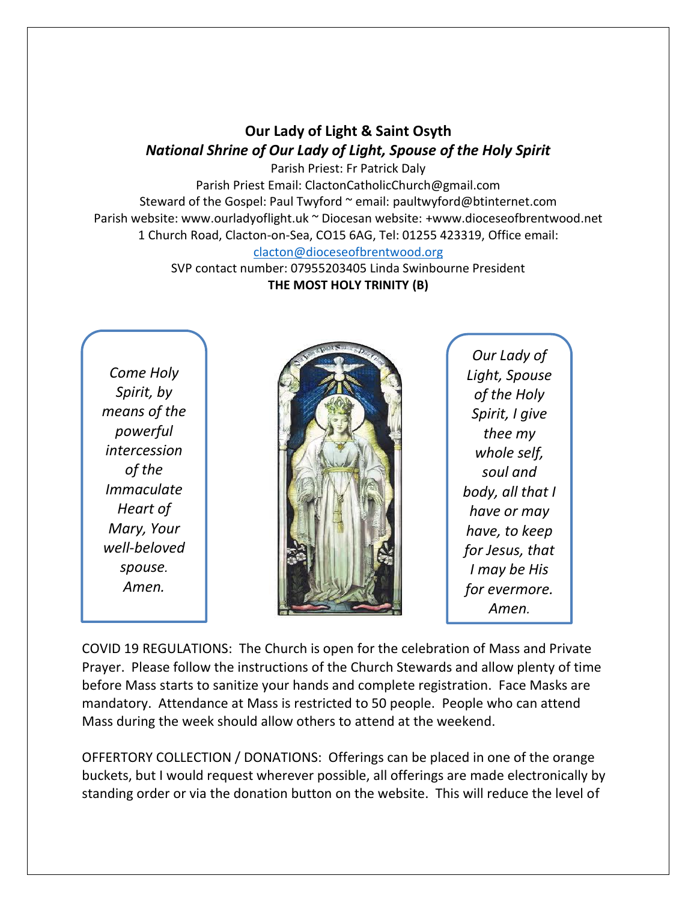# Our Lady of Light & Saint Osyth

## *National Shrine of Our Lady of Light, Spouse of the Holy Spirit*

Parish Priest: Fr Patrick Daly
Parish Priest Email: ClactonCatholicChurch@gmail.com
Steward of the Gospel: Paul Twyford ~ email: paultwyford@btinternet.com
Parish website: www.ourladyoflight.uk ~ Diocesan website: +www.dioceseofbrentwood.net
1 Church Road, Clacton-on-Sea, CO15 6AG, Tel: 01255 423319, Office email: clacton@dioceseofbrentwood.org
SVP contact number: 07955203405 Linda Swinbourne President

**THE MOST HOLY TRINITY (B)**

*Come Holy Spirit, by means of the powerful intercession of the Immaculate Heart of Mary, Your well-beloved spouse. Amen.*

*Our Lady of Light, Spouse of the Holy Spirit, I give thee my whole self, soul and body, all that I have or may have, to keep for Jesus, that I may be His for evermore. Amen.*

COVID 19 REGULATIONS: The Church is open for the celebration of Mass and Private Prayer. Please follow the instructions of the Church Stewards and allow plenty of time before Mass starts to sanitize your hands and complete registration. Face Masks are mandatory. Attendance at Mass is restricted to 50 people. People who can attend Mass during the week should allow others to attend at the weekend.

OFFERTORY COLLECTION / DONATIONS: Offerings can be placed in one of the orange buckets, but I would request wherever possible, all offerings are made electronically by standing order or via the donation button on the website. This will reduce the level of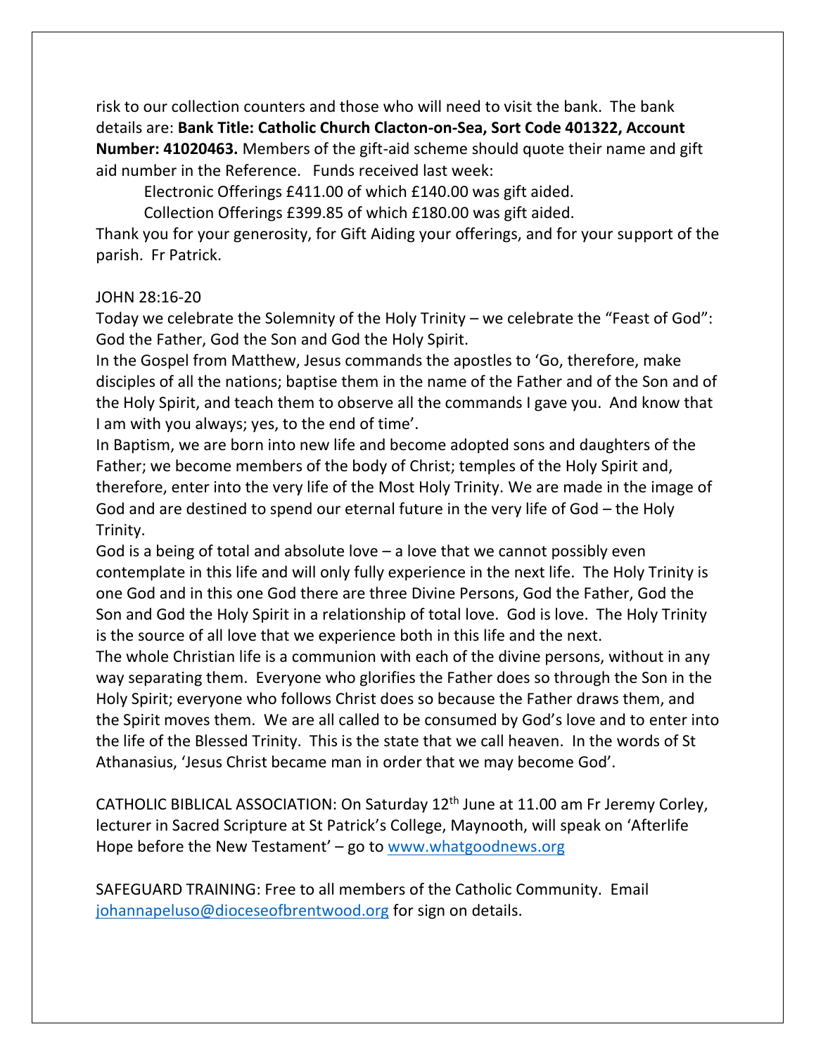risk to our collection counters and those who will need to visit the bank. The bank details are: **Bank Title: Catholic Church Clacton-on-Sea, Sort Code 401322, Account Number: 41020463.** Members of the gift-aid scheme should quote their name and gift aid number in the Reference. Funds received last week:

Electronic Offerings £411.00 of which £140.00 was gift aided.

Collection Offerings £399.85 of which £180.00 was gift aided.

Thank you for your generosity, for Gift Aiding your offerings, and for your support of the parish. Fr Patrick.

JOHN 28:16-20

Today we celebrate the Solemnity of the Holy Trinity – we celebrate the "Feast of God": God the Father, God the Son and God the Holy Spirit.

In the Gospel from Matthew, Jesus commands the apostles to 'Go, therefore, make disciples of all the nations; baptise them in the name of the Father and of the Son and of the Holy Spirit, and teach them to observe all the commands I gave you. And know that I am with you always; yes, to the end of time'.

In Baptism, we are born into new life and become adopted sons and daughters of the Father; we become members of the body of Christ; temples of the Holy Spirit and, therefore, enter into the very life of the Most Holy Trinity. We are made in the image of God and are destined to spend our eternal future in the very life of God – the Holy Trinity.

God is a being of total and absolute love – a love that we cannot possibly even contemplate in this life and will only fully experience in the next life. The Holy Trinity is one God and in this one God there are three Divine Persons, God the Father, God the Son and God the Holy Spirit in a relationship of total love. God is love. The Holy Trinity is the source of all love that we experience both in this life and the next.

The whole Christian life is a communion with each of the divine persons, without in any way separating them. Everyone who glorifies the Father does so through the Son in the Holy Spirit; everyone who follows Christ does so because the Father draws them, and the Spirit moves them. We are all called to be consumed by God's love and to enter into the life of the Blessed Trinity. This is the state that we call heaven. In the words of St Athanasius, 'Jesus Christ became man in order that we may become God'.

CATHOLIC BIBLICAL ASSOCIATION: On Saturday 12th June at 11.00 am Fr Jeremy Corley, lecturer in Sacred Scripture at St Patrick's College, Maynooth, will speak on 'Afterlife Hope before the New Testament' – go to www.whatgoodnews.org

SAFEGUARD TRAINING: Free to all members of the Catholic Community. Email johannapeluso@dioceseofbrentwood.org for sign on details.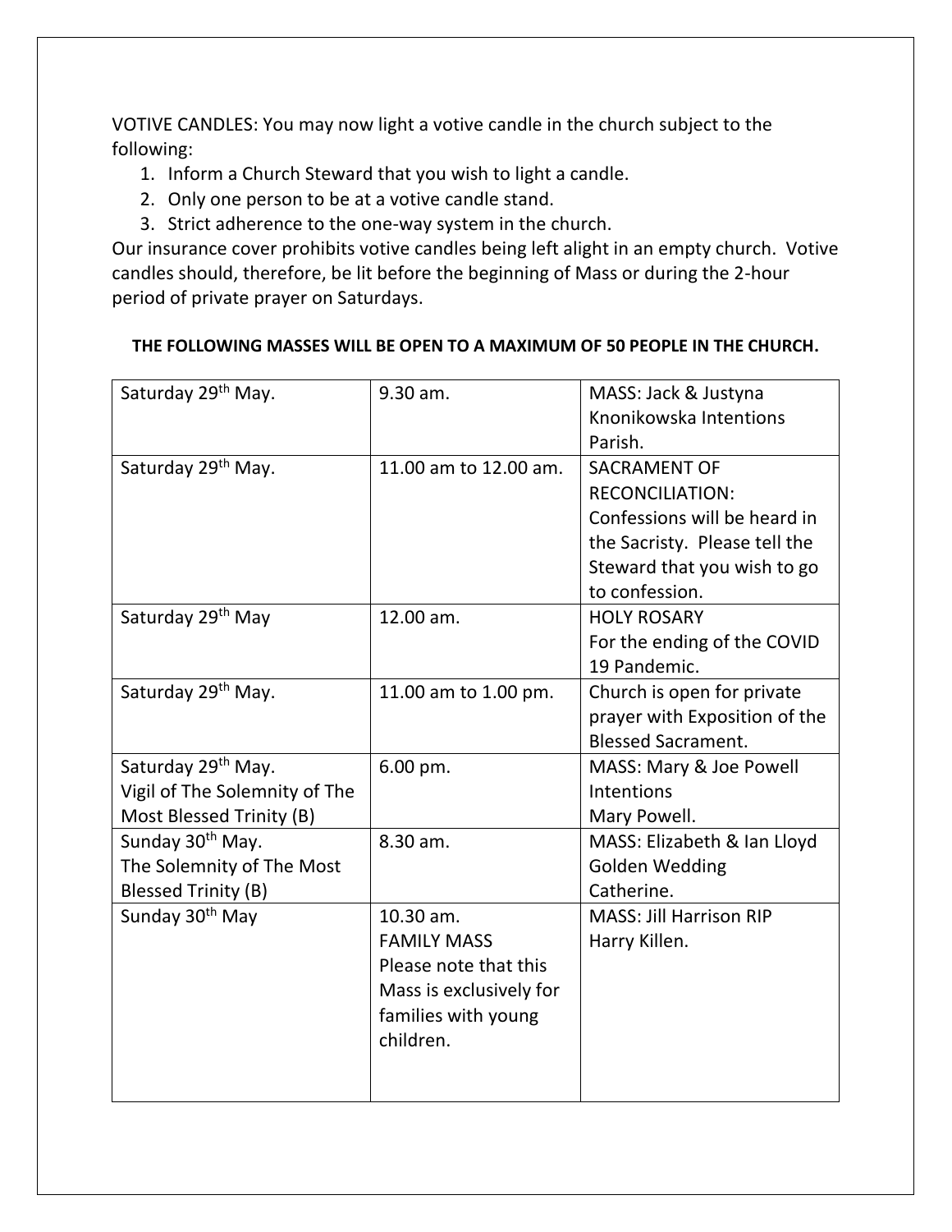VOTIVE CANDLES: You may now light a votive candle in the church subject to the following:

1. Inform a Church Steward that you wish to light a candle.
2. Only one person to be at a votive candle stand.
3. Strict adherence to the one-way system in the church.

Our insurance cover prohibits votive candles being left alight in an empty church. Votive candles should, therefore, be lit before the beginning of Mass or during the 2-hour period of private prayer on Saturdays.

**THE FOLLOWING MASSES WILL BE OPEN TO A MAXIMUM OF 50 PEOPLE IN THE CHURCH.**

| | | |
|---|---|---|
| Saturday 29th May. | 9.30 am. | MASS: Jack & Justyna Knonikowska Intentions Parish. |
| Saturday 29th May. | 11.00 am to 12.00 am. | SACRAMENT OF RECONCILIATION: Confessions will be heard in the Sacristy. Please tell the Steward that you wish to go to confession. |
| Saturday 29th May | 12.00 am. | HOLY ROSARY For the ending of the COVID 19 Pandemic. |
| Saturday 29th May. | 11.00 am to 1.00 pm. | Church is open for private prayer with Exposition of the Blessed Sacrament. |
| Saturday 29th May. Vigil of The Solemnity of The Most Blessed Trinity (B) | 6.00 pm. | MASS: Mary & Joe Powell Intentions Mary Powell. |
| Sunday 30th May. The Solemnity of The Most Blessed Trinity (B) | 8.30 am. | MASS: Elizabeth & Ian Lloyd Golden Wedding Catherine. |
| Sunday 30th May | 10.30 am. FAMILY MASS Please note that this Mass is exclusively for families with young children. | MASS: Jill Harrison RIP Harry Killen. |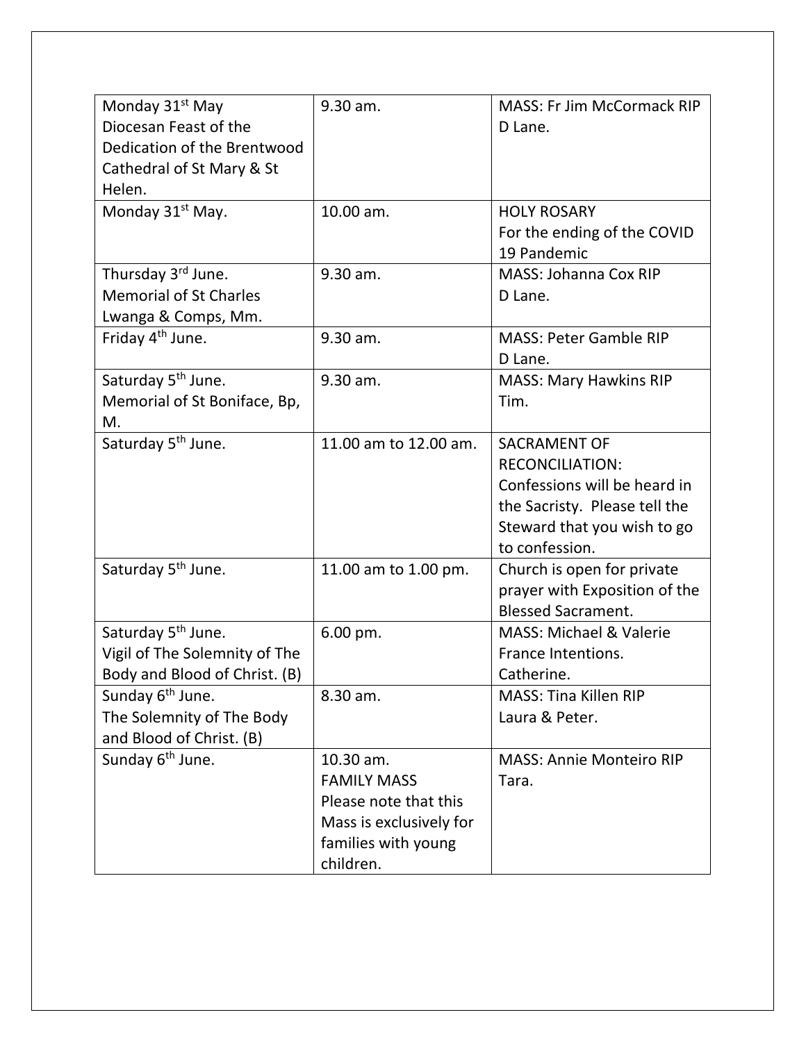| | | |
|---|---|---|
| Monday 31st May<br>Diocesan Feast of the Dedication of the Brentwood Cathedral of St Mary & St Helen. | 9.30 am. | MASS: Fr Jim McCormack RIP<br>D Lane. |
| Monday 31st May. | 10.00 am. | HOLY ROSARY<br>For the ending of the COVID 19 Pandemic |
| Thursday 3rd June.<br>Memorial of St Charles Lwanga & Comps, Mm. | 9.30 am. | MASS: Johanna Cox RIP<br>D Lane. |
| Friday 4th June. | 9.30 am. | MASS: Peter Gamble RIP<br>D Lane. |
| Saturday 5th June.<br>Memorial of St Boniface, Bp, M. | 9.30 am. | MASS: Mary Hawkins RIP<br>Tim. |
| Saturday 5th June. | 11.00 am to 12.00 am. | SACRAMENT OF RECONCILIATION:<br>Confessions will be heard in the Sacristy. Please tell the Steward that you wish to go to confession. |
| Saturday 5th June. | 11.00 am to 1.00 pm. | Church is open for private prayer with Exposition of the Blessed Sacrament. |
| Saturday 5th June.<br>Vigil of The Solemnity of The Body and Blood of Christ. (B) | 6.00 pm. | MASS: Michael & Valerie France Intentions.<br>Catherine. |
| Sunday 6th June.<br>The Solemnity of The Body and Blood of Christ. (B) | 8.30 am. | MASS: Tina Killen RIP<br>Laura & Peter. |
| Sunday 6th June. | 10.30 am.<br>FAMILY MASS<br>Please note that this Mass is exclusively for families with young children. | MASS: Annie Monteiro RIP<br>Tara. |